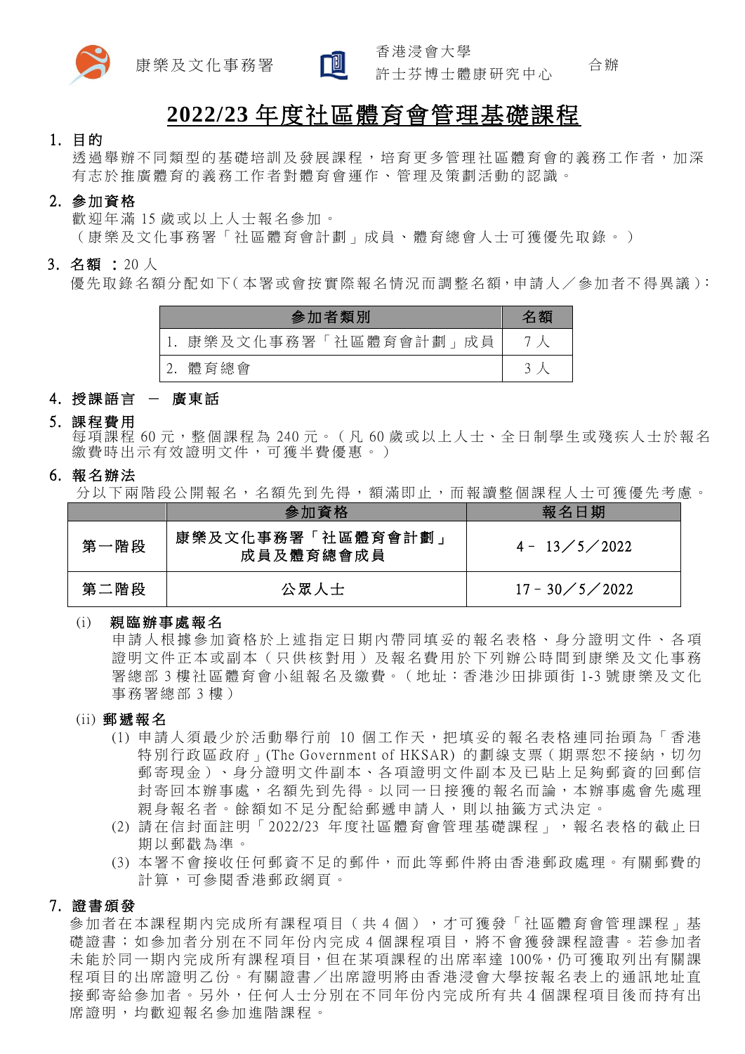康樂及文化事務署　　香港浸會大學 許士芬博士體康研究中心　　合辦

# 2022/23 年度社區體育會管理基礎課程

## 1. 目的

透過舉辦不同類型的基礎培訓及發展課程，培育更多管理社區體育會的義務工作者，加深有志於推廣體育的義務工作者對體育會運作、管理及策劃活動的認識。

## 2. 參加資格

歡迎年滿 15 歲或以上人士報名參加。
（康樂及文化事務署「社區體育會計劃」成員、體育總會人士可獲優先取錄。）

## 3. 名額 ：20 人

優先取錄名額分配如下(本署或會按實際報名情況而調整名額，申請人／參加者不得異議)：

| 參加者類別 | 名額 |
| --- | --- |
| 1. 康樂及文化事務署「社區體育會計劃」成員 | 7 人 |
| 2. 體育總會 | 3 人 |

## 4. 授課語言 － 廣東話

## 5. 課程費用

每項課程 60 元，整個課程為 240 元。(凡 60 歲或以上人士、全日制學生或殘疾人士於報名繳費時出示有效證明文件，可獲半費優惠。)

## 6. 報名辦法

分以下兩階段公開報名，名額先到先得，額滿即止，而報讀整個課程人士可獲優先考慮。

| | 參加資格 | 報名日期 |
| --- | --- | --- |
| 第一階段 | 康樂及文化事務署「社區體育會計劃」成員及體育總會成員 | 4－ 13／5／2022 |
| 第二階段 | 公眾人士 | 17－30／5／2022 |

(i) **親臨辦事處報名**

申請人根據參加資格於上述指定日期內帶同填妥的報名表格、身分證明文件、各項證明文件正本或副本（只供核對用）及報名費用於下列辦公時間到康樂及文化事務署總部 3 樓社區體育會小組報名及繳費。(地址：香港沙田排頭街 1-3 號康樂及文化事務署總部 3 樓)

(ii) **郵遞報名**

(1) 申請人須最少於活動舉行前 10 個工作天，把填妥的報名表格連同抬頭為「香港特別行政區政府」(The Government of HKSAR) 的劃線支票（期票恕不接納，切勿郵寄現金）、身分證明文件副本、各項證明文件副本及已貼上足夠郵資的回郵信封寄回本辦事處，名額先到先得。以同一日接獲的報名而論，本辦事處會先處理親身報名者。餘額如不足分配給郵遞申請人，則以抽籤方式決定。

(2) 請在信封面註明「2022/23 年度社區體育會管理基礎課程」，報名表格的截止日期以郵戳為準。

(3) 本署不會接收任何郵資不足的郵件，而此等郵件將由香港郵政處理。有關郵費的計算，可參閱香港郵政網頁。

## 7. 證書頒發

參加者在本課程期內完成所有課程項目（共 4 個），才可獲發「社區體育會管理課程」基礎證書；如參加者分別在不同年份內完成 4 個課程項目，將不會獲發課程證書。若參加者未能於同一期內完成所有課程項目，但在某項課程的出席率達 100%，仍可獲取列出有關課程項目的出席證明乙份。有關證書／出席證明將由香港浸會大學按報名表上的通訊地址直接郵寄給參加者。另外，任何人士分別在不同年份內完成所有共 4 個課程項目後而持有出席證明，均歡迎報名參加進階課程。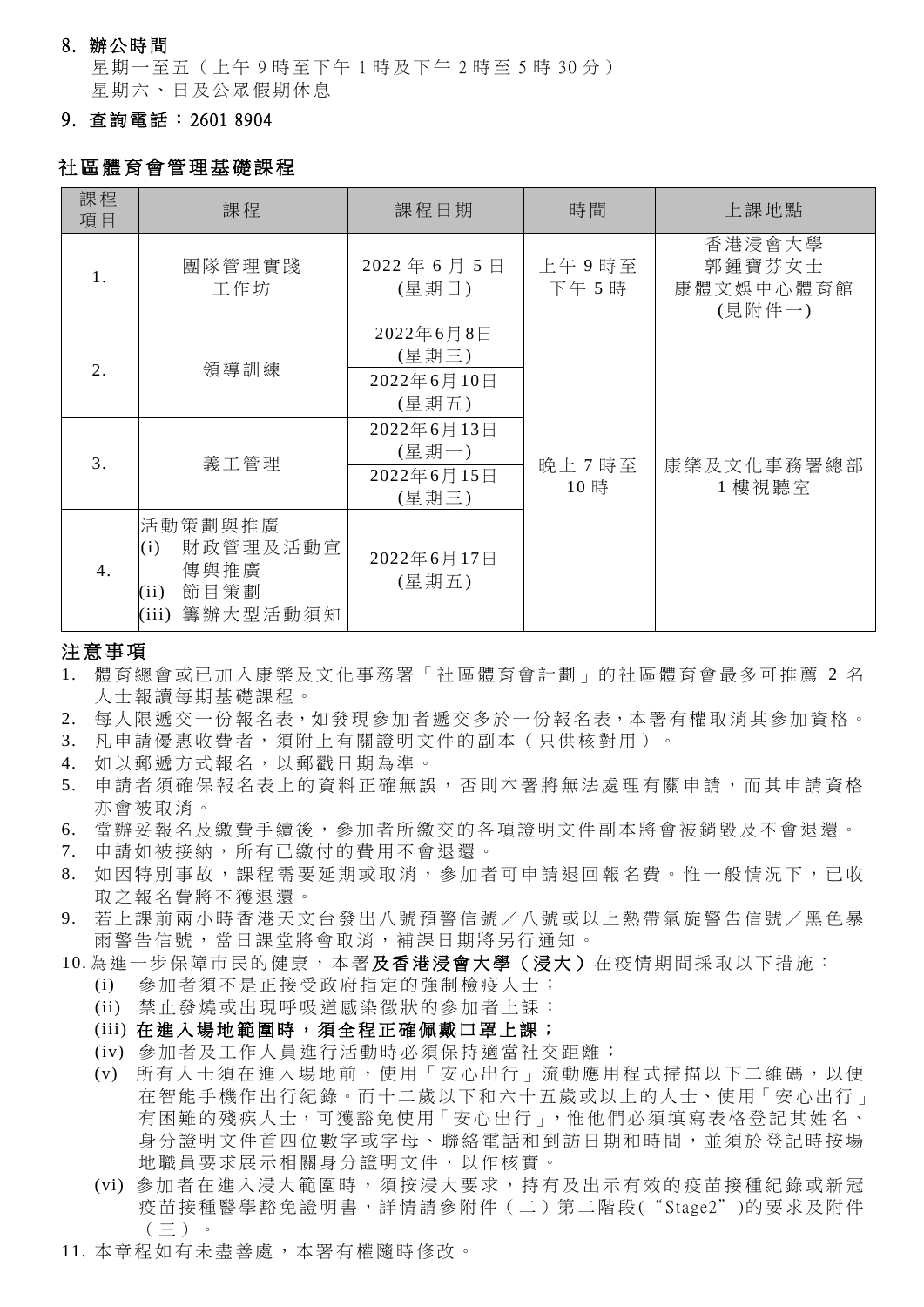8. **辦公時間**

星期一至五（上午 9 時至下午 1 時及下午 2 時至 5 時 30 分）
星期六、日及公眾假期休息

9. **查詢電話：2601 8904**

## 社區體育會管理基礎課程

| 課程項目 | 課程 | 課程日期 | 時間 | 上課地點 |
|---|---|---|---|---|
| 1. | 團隊管理實踐工作坊 | 2022 年 6 月 5 日 (星期日) | 上午 9 時至下午 5 時 | 香港浸會大學郭鍾寶芬女士康體文娛中心體育館 (見附件一) |
| 2. | 領導訓練 | 2022年6月8日 (星期三) | 晚上 7 時至 10 時 | 康樂及文化事務署總部 1 樓視聽室 |
| | | 2022年6月10日 (星期五) | | |
| 3. | 義工管理 | 2022年6月13日 (星期一) | | |
| | | 2022年6月15日 (星期三) | | |
| 4. | 活動策劃與推廣<br>(i) 財政管理及活動宣傳與推廣<br>(ii) 節目策劃<br>(iii) 籌辦大型活動須知 | 2022年6月17日 (星期五) | | |

### 注意事項

1. 體育總會或已加入康樂及文化事務署「社區體育會計劃」的社區體育會最多可推薦 2 名人士報讀每期基礎課程。
2. <u>每人限遞交一份報名表</u>，如發現參加者遞交多於一份報名表，本署有權取消其參加資格。
3. 凡申請優惠收費者，須附上有關證明文件的副本（只供核對用）。
4. 如以郵遞方式報名，以郵戳日期為準。
5. 申請者須確保報名表上的資料正確無誤，否則本署將無法處理有關申請，而其申請資格亦會被取消。
6. 當辦妥報名及繳費手續後，參加者所繳交的各項證明文件副本將會被銷毀及不會退還。
7. 申請如被接納，所有已繳付的費用不會退還。
8. 如因特別事故，課程需要延期或取消，參加者可申請退回報名費。惟一般情況下，已收取之報名費將不獲退還。
9. 若上課前兩小時香港天文台發出八號預警信號／八號或以上熱帶氣旋警告信號／黑色暴雨警告信號，當日課堂將會取消，補課日期將另行通知。
10. 為進一步保障市民的健康，本署**及香港浸會大學（浸大）**在疫情期間採取以下措施：
    (i) 參加者須不是正接受政府指定的強制檢疫人士；
    (ii) 禁止發燒或出現呼吸道感染徵狀的參加者上課；
    (iii) **在進入場地範圍時，須全程正確佩戴口罩上課；**
    (iv) 參加者及工作人員進行活動時必須保持適當社交距離；
    (v) 所有人士須在進入場地前，使用「安心出行」流動應用程式掃描以下二維碼，以便在智能手機作出行紀錄。而十二歲以下和六十五歲或以上的人士、使用「安心出行」有困難的殘疾人士，可獲豁免使用「安心出行」，惟他們必須填寫表格登記其姓名、身分證明文件首四位數字或字母、聯絡電話和到訪日期和時間，並須於登記時按場地職員要求展示相關身分證明文件，以作核實。
    (vi) 參加者在進入浸大範圍時，須按浸大要求，持有及出示有效的疫苗接種紀錄或新冠疫苗接種醫學豁免證明書，詳情請參附件（二）第二階段("Stage2")的要求及附件（三）。
11. 本章程如有未盡善處，本署有權隨時修改。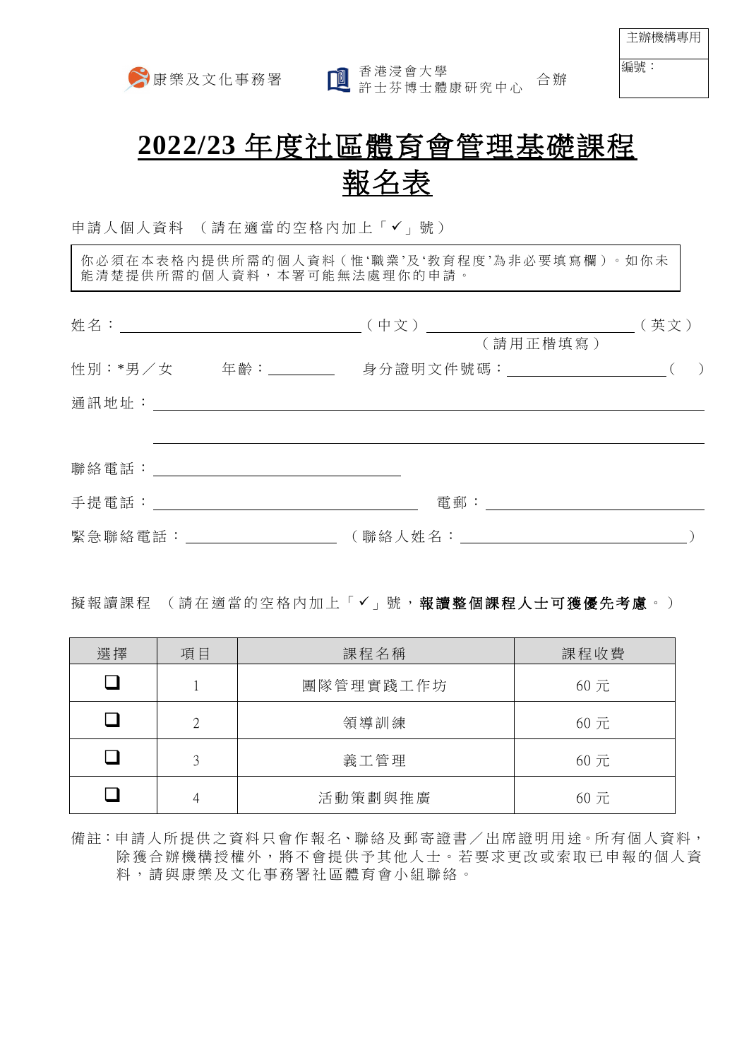| 主辦機構專用 |
| --- |
| 編號： |

康樂及文化事務署　　香港浸會大學 許士芬博士體康研究中心　合辦

# 2022/23 年度社區體育會管理基礎課程
# 報名表

申請人個人資料 （請在適當的空格內加上「✓」號）

> 你必須在本表格內提供所需的個人資料（惟'職業'及'教育程度'為非必要填寫欄）。如你未能清楚提供所需的個人資料，本署可能無法處理你的申請。

姓名：\_\_\_\_\_\_\_\_\_\_\_\_\_\_\_\_\_\_\_\_（中文）\_\_\_\_\_\_\_\_\_\_\_\_\_\_\_\_\_\_\_\_（英文）
（請用正楷填寫）

性別：*男／女　　年齡：\_\_\_\_\_\_\_\_　　身分證明文件號碼：\_\_\_\_\_\_\_\_\_\_\_\_\_\_\_\_\_\_（　）

通訊地址：\_\_\_\_\_\_\_\_\_\_\_\_\_\_\_\_\_\_\_\_\_\_\_\_\_\_\_\_\_\_\_\_\_\_\_\_\_\_\_\_

\_\_\_\_\_\_\_\_\_\_\_\_\_\_\_\_\_\_\_\_\_\_\_\_\_\_\_\_\_\_\_\_\_\_\_\_\_\_\_\_

聯絡電話：\_\_\_\_\_\_\_\_\_\_\_\_\_\_\_\_\_\_\_\_

手提電話：\_\_\_\_\_\_\_\_\_\_\_\_\_\_\_\_\_\_\_\_　　電郵：\_\_\_\_\_\_\_\_\_\_\_\_\_\_\_\_\_\_\_\_

緊急聯絡電話：\_\_\_\_\_\_\_\_\_\_\_\_\_\_\_\_（聯絡人姓名：\_\_\_\_\_\_\_\_\_\_\_\_\_\_\_\_\_\_\_\_）

擬報讀課程 （請在適當的空格內加上「✓」號，**報讀整個課程人士可獲優先考慮**。）

| 選擇 | 項目 | 課程名稱 | 課程收費 |
| --- | --- | --- | --- |
| ❑ | 1 | 團隊管理實踐工作坊 | 60 元 |
| ❑ | 2 | 領導訓練 | 60 元 |
| ❑ | 3 | 義工管理 | 60 元 |
| ❑ | 4 | 活動策劃與推廣 | 60 元 |

備註：申請人所提供之資料只會作報名、聯絡及郵寄證書／出席證明用途。所有個人資料，除獲合辦機構授權外，將不會提供予其他人士。若要求更改或索取已申報的個人資料，請與康樂及文化事務署社區體育會小組聯絡。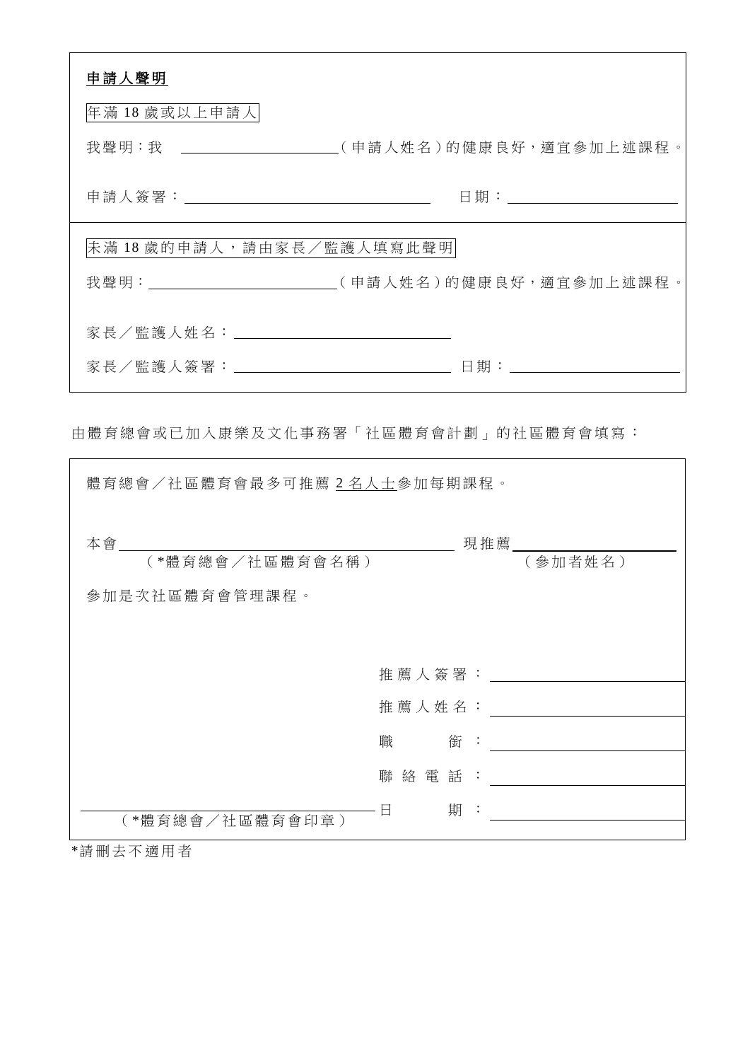**申請人聲明**

年滿 18 歲或以上申請人

我聲明：我 ____________________（申請人姓名）的健康良好，適宜參加上述課程。

申請人簽署：______________________________ 日期：______________________

未滿 18 歲的申請人，請由家長／監護人填寫此聲明

我聲明：________________________（申請人姓名）的健康良好，適宜參加上述課程。

家長／監護人姓名：____________________________

家長／監護人簽署：____________________________ 日期：____________________

由體育總會或已加入康樂及文化事務署「社區體育會計劃」的社區體育會填寫：

體育總會／社區體育會最多可推薦 2 名人士參加每期課程。

本會____________________________________________ 現推薦____________________
（*體育總會／社區體育會名稱）（參加者姓名）

參加是次社區體育會管理課程。

推薦人簽署：____________________

推薦人姓名：____________________

職　　銜：____________________

聯絡電話：____________________

日　　期：____________________

______________________________
（*體育總會／社區體育會印章）

*請刪去不適用者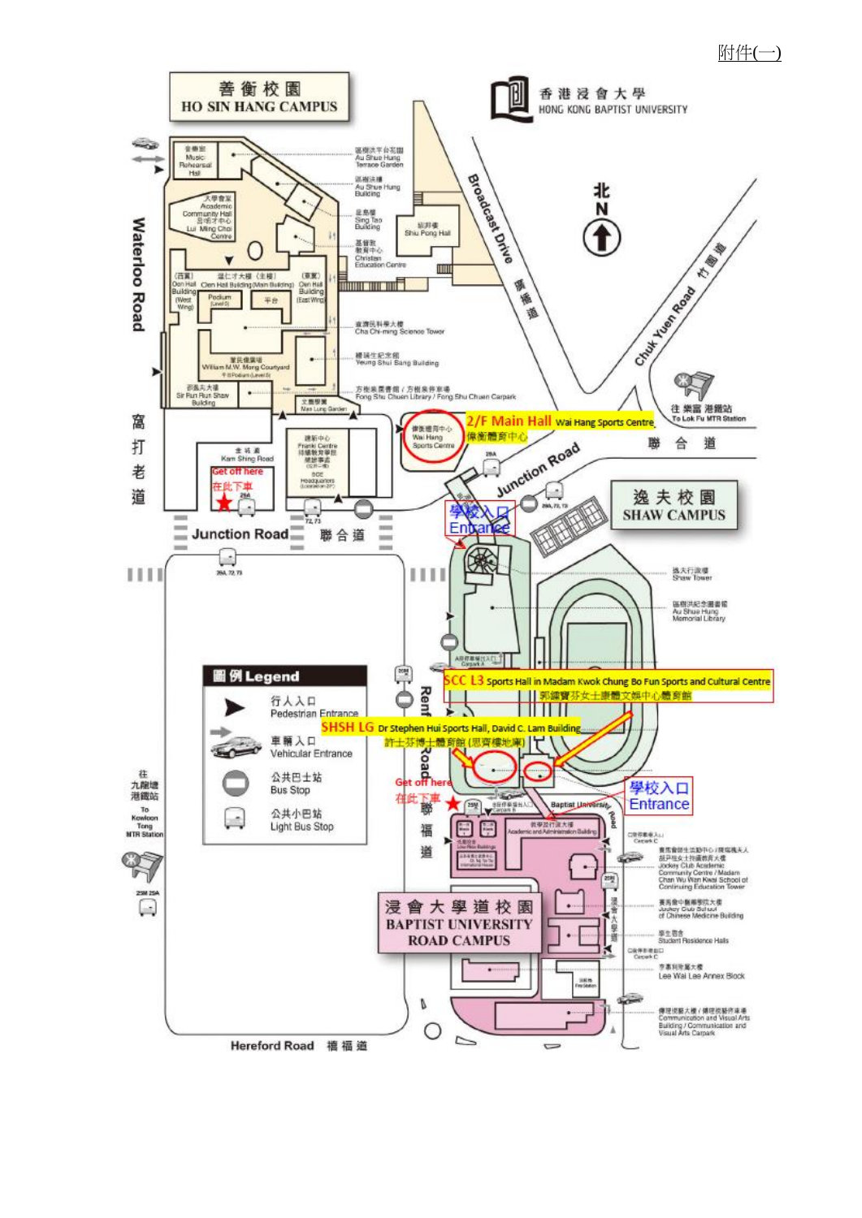附件(一)

# 香港浸會大學 HONG KONG BAPTIST UNIVERSITY

## 善衡校園 HO SIN HANG CAMPUS

音樂廳 Music Rehearsal Hall

大學會堂 Academic Community Hall

呂明才中心 Lui Ming Choi Centre

區樹洪平台花園 Au Shue Hung Terrace Garden

區樹洪樓 Au Shue Hung Building

善衡樓 Sing Tao Building

邵琴樓 Shiu Pong Hall

基督教教育中心 Christian Education Centre

(西翼) Oen Hall Building (West Wing)

溫仁才大樓(主樓) Oen Hall Building (Main Building)

(東翼) Oen Hall Building (East Wing)

Podium

平台

查濟民科學大樓 Cha Chi-ming Science Tower

楊瑞生紀念館 Yeung Shui Sang Building

蒙民偉廣場 William M.W. Mong Courtyard

邵逸夫大樓 Sir Run Run Shaw Building

方樹泉圖書館 / 方樹泉停車場 Fong Shu Chuen Library / Fong Shu Chuen Carpark

文農學圃 Man Lung Garden

偉衡體育中心 Wai Hang Sports Centre

**2/F Main Hall** Wai Hang Sports Centre 偉衡體育中心

建新中心 Franki Centre

金城道 Kam Shing Road

Get off here 在此下車

Waterloo Road 窩打老道

Broadcast Drive 廣播道

Chuk Yuen Road 竹園道

往樂富港鐵站 To Lok Fu MTR Station

聯合道 Junction Road

學校入口 Entrance

## 逸夫校園 SHAW CAMPUS

逸夫行政樓 Shaw Tower

區樹洪紀念圖書館 Au Shue Hung Memorial Library

**SCC L3** Sports Hall in Madam Kwok Chung Bo Fun Sports and Cultural Centre 郭鍾寶芬女士康體文娛中心體育館

**SHSH LG** Dr Stephen Hui Sports Hall, David C. Lam Building 許士芬博士體育館 (思齊樓地庫)

Renfrew Road 聯福道

Get off here 在此下車

學校入口 Entrance

### 圖例 Legend

- 行人入口 Pedestrian Entrance
- 車輛入口 Vehicular Entrance
- 公共巴士站 Bus Stop
- 公共小巴站 Light Bus Stop

往九龍塘港鐵站 To Kowloon Tong MTR Station

## 浸會大學道校園 BAPTIST UNIVERSITY ROAD CAMPUS

Baptist University Road

教學及行政大樓 Academic and Administration Building

賽馬會談生活動中心 / 陳瑞祺夫人及胡兆熾女士持續教育大樓 Jockey Club Academic Community Centre / Madam Chan Wu Wan Kwai School of Continuing Education Tower

賽馬會中醫藥學院大樓 Jockey Club School of Chinese Medicine Building

學生宿舍 Student Residence Halls

李惠利東翼大樓 Lee Wai Lee Annex Block

傳理視藝大樓 / 傳理視藝停車場 Communication and Visual Arts Building / Communication and Visual Arts Carpark

Hereford Road 禧福道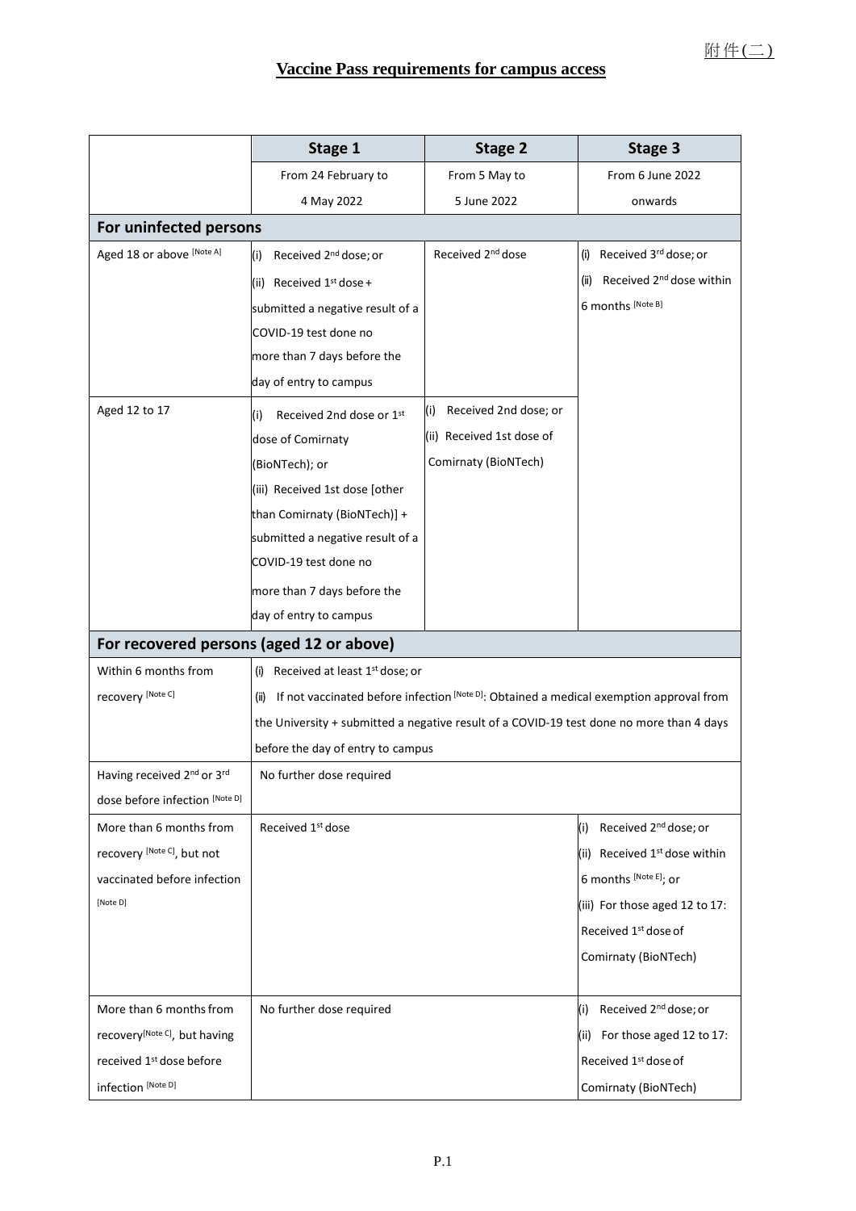附件(二)

# Vaccine Pass requirements for campus access

| | Stage 1 | Stage 2 | Stage 3 |
|---|---|---|---|
| | From 24 February to 4 May 2022 | From 5 May to 5 June 2022 | From 6 June 2022 onwards |
| **For uninfected persons** | | | |
| Aged 18 or above [Note A] | (i) Received 2nd dose; or (ii) Received 1st dose + submitted a negative result of a COVID-19 test done no more than 7 days before the day of entry to campus | Received 2nd dose | (i) Received 3rd dose; or (ii) Received 2nd dose within 6 months [Note B] |
| Aged 12 to 17 | (i) Received 2nd dose or 1st dose of Comirnaty (BioNTech); or (iii) Received 1st dose [other than Comirnaty (BioNTech)] + submitted a negative result of a COVID-19 test done no more than 7 days before the day of entry to campus | (i) Received 2nd dose; or (ii) Received 1st dose of Comirnaty (BioNTech) | |
| **For recovered persons (aged 12 or above)** | | | |
| Within 6 months from recovery [Note C] | (i) Received at least 1st dose; or (ii) If not vaccinated before infection [Note D]: Obtained a medical exemption approval from the University + submitted a negative result of a COVID-19 test done no more than 4 days before the day of entry to campus | | |
| Having received 2nd or 3rd dose before infection [Note D] | No further dose required | | |
| More than 6 months from recovery [Note C], but not vaccinated before infection [Note D] | Received 1st dose | | (i) Received 2nd dose; or (ii) Received 1st dose within 6 months [Note E]; or (iii) For those aged 12 to 17: Received 1st dose of Comirnaty (BioNTech) |
| More than 6 months from recovery[Note C], but having received 1st dose before infection [Note D] | No further dose required | | (i) Received 2nd dose; or (ii) For those aged 12 to 17: Received 1st dose of Comirnaty (BioNTech) |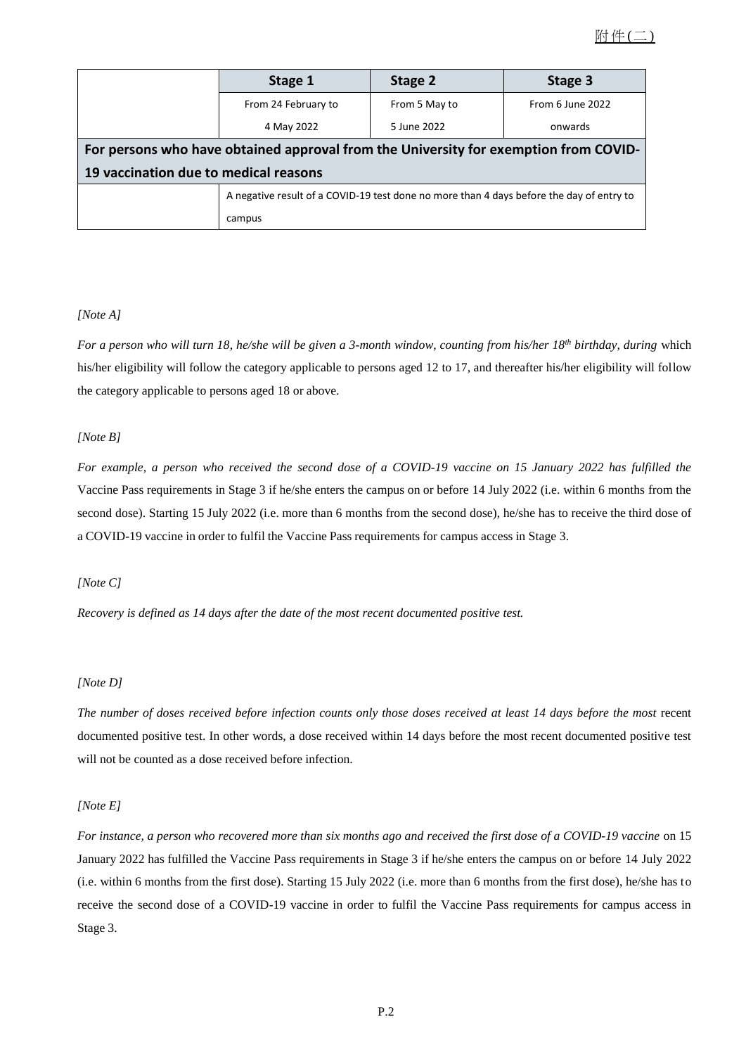|  | **Stage 1** | **Stage 2** | **Stage 3** |
|---|---|---|---|
|  | From 24 February to 4 May 2022 | From 5 May to 5 June 2022 | From 6 June 2022 onwards |
| **For persons who have obtained approval from the University for exemption from COVID-19 vaccination due to medical reasons** | | | |
|  | A negative result of a COVID-19 test done no more than 4 days before the day of entry to campus | | |

*[Note A]*

*For a person who will turn 18, he/she will be given a 3-month window, counting from his/her 18th birthday, during* which his/her eligibility will follow the category applicable to persons aged 12 to 17, and thereafter his/her eligibility will follow the category applicable to persons aged 18 or above.

*[Note B]*

*For example, a person who received the second dose of a COVID-19 vaccine on 15 January 2022 has fulfilled the* Vaccine Pass requirements in Stage 3 if he/she enters the campus on or before 14 July 2022 (i.e. within 6 months from the second dose). Starting 15 July 2022 (i.e. more than 6 months from the second dose), he/she has to receive the third dose of a COVID-19 vaccine in order to fulfil the Vaccine Pass requirements for campus access in Stage 3.

*[Note C]*

*Recovery is defined as 14 days after the date of the most recent documented positive test.*

*[Note D]*

*The number of doses received before infection counts only those doses received at least 14 days before the most* recent documented positive test. In other words, a dose received within 14 days before the most recent documented positive test will not be counted as a dose received before infection.

*[Note E]*

*For instance, a person who recovered more than six months ago and received the first dose of a COVID-19 vaccine* on 15 January 2022 has fulfilled the Vaccine Pass requirements in Stage 3 if he/she enters the campus on or before 14 July 2022 (i.e. within 6 months from the first dose). Starting 15 July 2022 (i.e. more than 6 months from the first dose), he/she has to receive the second dose of a COVID-19 vaccine in order to fulfil the Vaccine Pass requirements for campus access in Stage 3.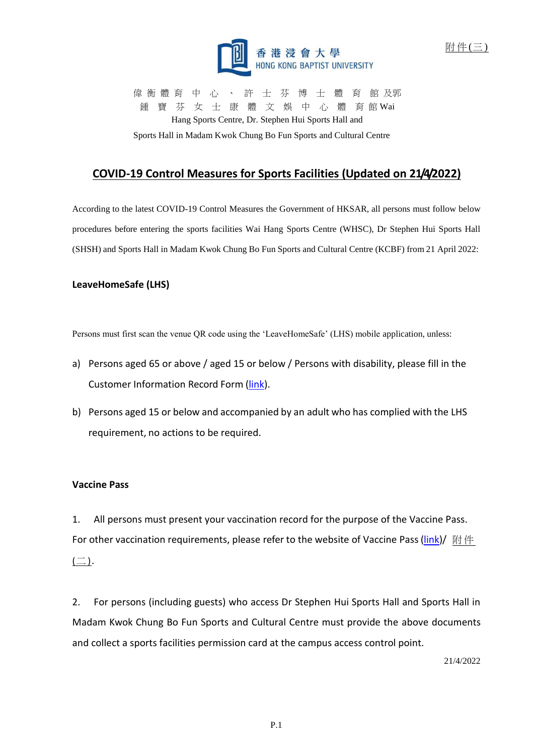附件(三)

香港浸會大學
HONG KONG BAPTIST UNIVERSITY

偉衡體育中心、許士芬博士體育館及郭鍾寶芬女士康體文娛中心體育館 Wai Hang Sports Centre, Dr. Stephen Hui Sports Hall and Sports Hall in Madam Kwok Chung Bo Fun Sports and Cultural Centre

## COVID-19 Control Measures for Sports Facilities (Updated on 21/4/2022)

According to the latest COVID-19 Control Measures the Government of HKSAR, all persons must follow below procedures before entering the sports facilities Wai Hang Sports Centre (WHSC), Dr Stephen Hui Sports Hall (SHSH) and Sports Hall in Madam Kwok Chung Bo Fun Sports and Cultural Centre (KCBF) from 21 April 2022:

### LeaveHomeSafe (LHS)

Persons must first scan the venue QR code using the 'LeaveHomeSafe' (LHS) mobile application, unless:

a) Persons aged 65 or above / aged 15 or below / Persons with disability, please fill in the Customer Information Record Form (link).

b) Persons aged 15 or below and accompanied by an adult who has complied with the LHS requirement, no actions to be required.

### Vaccine Pass

1. All persons must present your vaccination record for the purpose of the Vaccine Pass. For other vaccination requirements, please refer to the website of Vaccine Pass (link)/ 附件(二).

2. For persons (including guests) who access Dr Stephen Hui Sports Hall and Sports Hall in Madam Kwok Chung Bo Fun Sports and Cultural Centre must provide the above documents and collect a sports facilities permission card at the campus access control point.

21/4/2022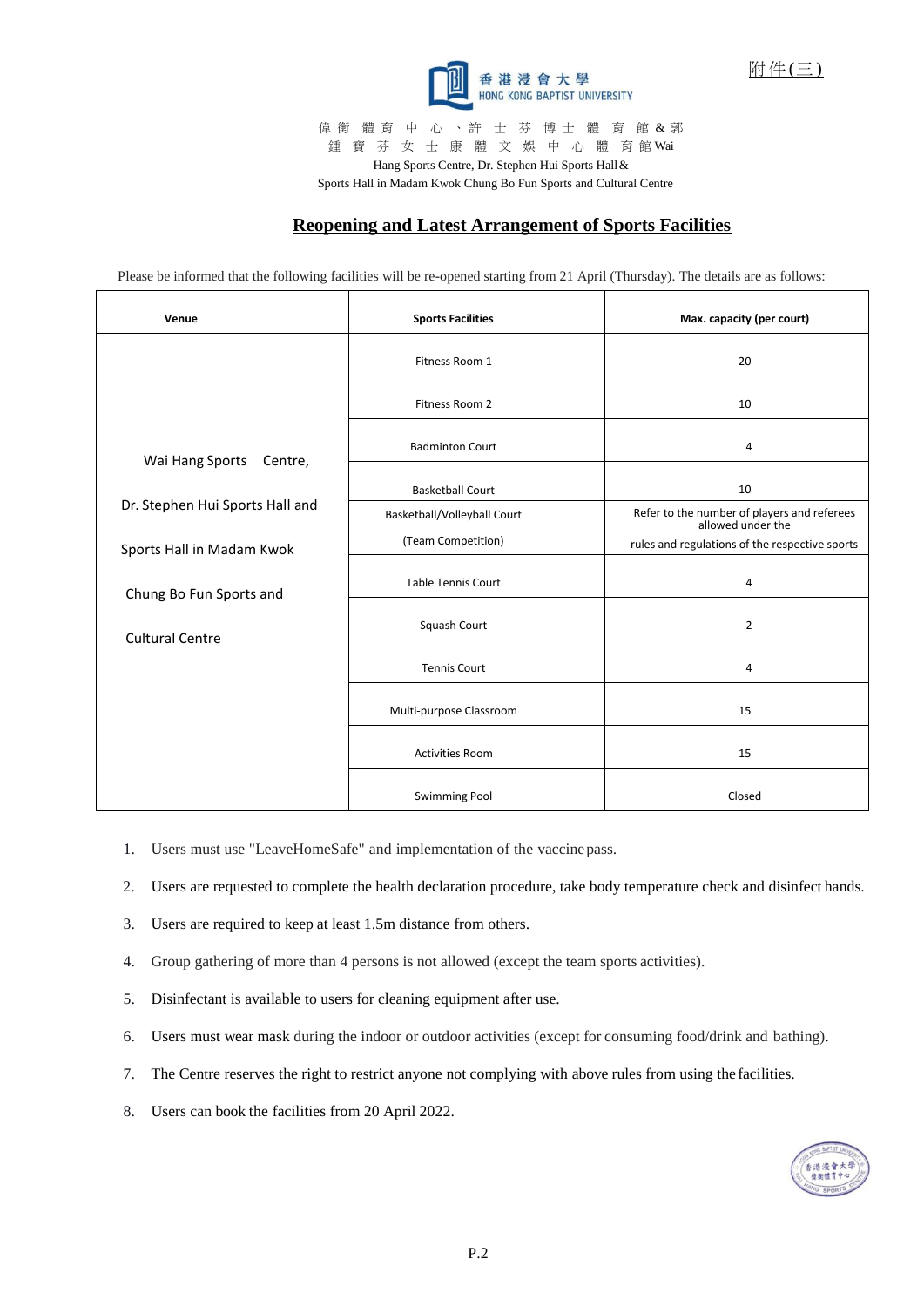附件(三)

香港浸會大學
HONG KONG BAPTIST UNIVERSITY

偉衡體育中心、許士芬博士體育館 & 郭鍾寶芬女士康體文娛中心體育館 Wai Hang Sports Centre, Dr. Stephen Hui Sports Hall & Sports Hall in Madam Kwok Chung Bo Fun Sports and Cultural Centre

## Reopening and Latest Arrangement of Sports Facilities

Please be informed that the following facilities will be re-opened starting from 21 April (Thursday). The details are as follows:

| Venue | Sports Facilities | Max. capacity (per court) |
|---|---|---|
| Wai Hang Sports Centre, Dr. Stephen Hui Sports Hall and Sports Hall in Madam Kwok Chung Bo Fun Sports and Cultural Centre | Fitness Room 1 | 20 |
| | Fitness Room 2 | 10 |
| | Badminton Court | 4 |
| | Basketball Court | 10 |
| | Basketball/Volleyball Court (Team Competition) | Refer to the number of players and referees allowed under the rules and regulations of the respective sports |
| | Table Tennis Court | 4 |
| | Squash Court | 2 |
| | Tennis Court | 4 |
| | Multi-purpose Classroom | 15 |
| | Activities Room | 15 |
| | Swimming Pool | Closed |

1. Users must use "LeaveHomeSafe" and implementation of the vaccine pass.
2. Users are requested to complete the health declaration procedure, take body temperature check and disinfect hands.
3. Users are required to keep at least 1.5m distance from others.
4. Group gathering of more than 4 persons is not allowed (except the team sports activities).
5. Disinfectant is available to users for cleaning equipment after use.
6. Users must wear mask during the indoor or outdoor activities (except for consuming food/drink and bathing).
7. The Centre reserves the right to restrict anyone not complying with above rules from using the facilities.
8. Users can book the facilities from 20 April 2022.